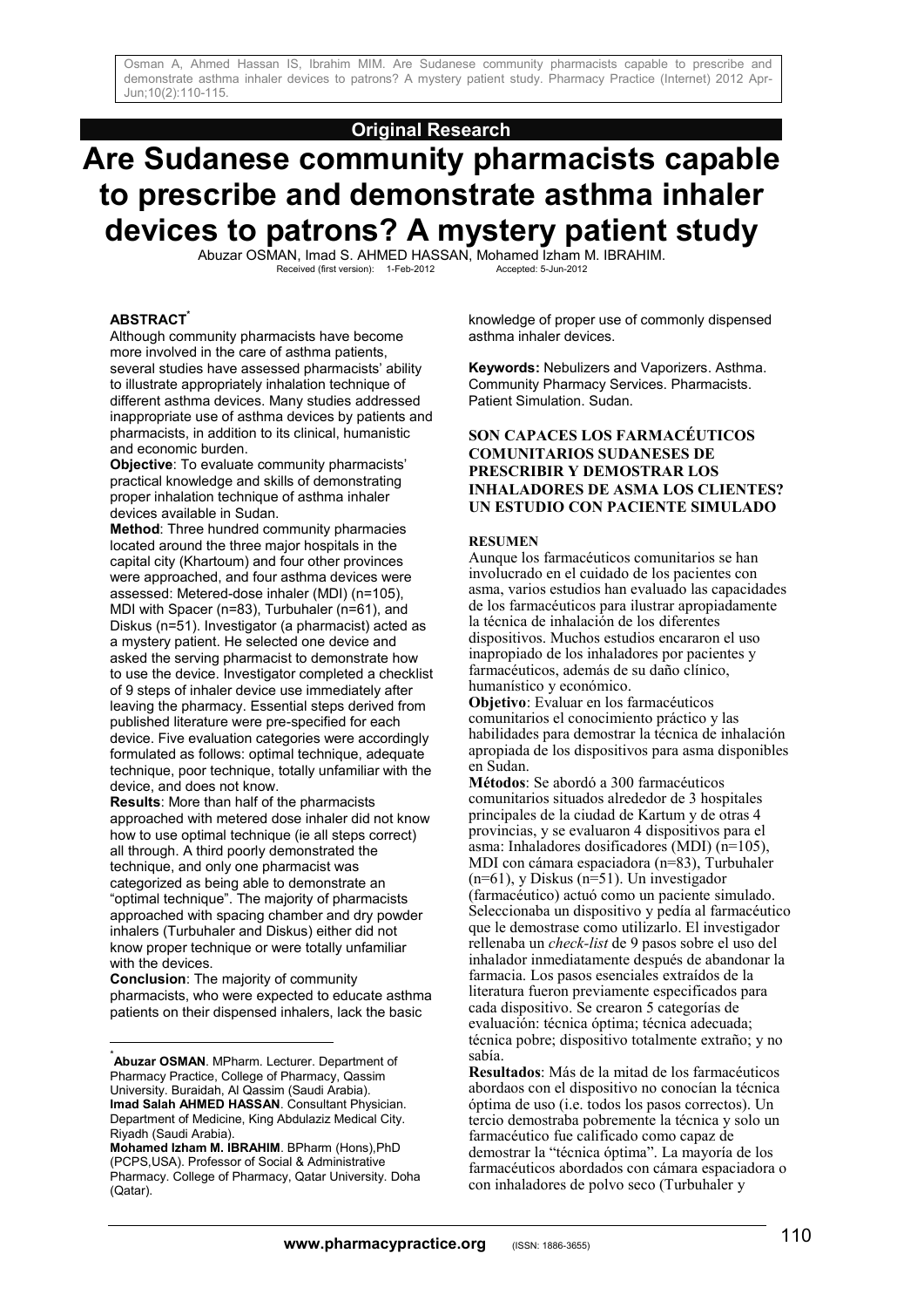**Original Research**

# Are Sudanese community pharmacists capable to prescribe and demonstrate asthma inhaler devices to patrons? A mystery patient study

Abuzar OSMAN, Imad S. AHMED HASSAN, Mohamed Izham M. IBRAHIM.

Received (first version): 1-Feb-2012 Accepted: 5-Jun-2012

## ABSTRACT[*]

Although community pharmacists have become more involved in the care of asthma patients, several studies have assessed pharmacists' ability to illustrate appropriately inhalation technique of different asthma devices. Many studies addressed inappropriate use of asthma devices by patients and pharmacists, in addition to its clinical, humanistic and economic burden.

**Objective**: To evaluate community pharmacists' practical knowledge and skills of demonstrating proper inhalation technique of asthma inhaler devices available in Sudan.

**Method**: Three hundred community pharmacies located around the three major hospitals in the capital city (Khartoum) and four other provinces were approached, and four asthma devices were assessed: Metered-dose inhaler (MDI) (n=105), MDI with Spacer (n=83), Turbuhaler (n=61), and Diskus (n=51). Investigator (a pharmacist) acted as a mystery patient. He selected one device and asked the serving pharmacist to demonstrate how to use the device. Investigator completed a checklist of 9 steps of inhaler device use immediately after leaving the pharmacy. Essential steps derived from published literature were pre-specified for each device. Five evaluation categories were accordingly formulated as follows: optimal technique, adequate technique, poor technique, totally unfamiliar with the device, and does not know.

**Results**: More than half of the pharmacists approached with metered dose inhaler did not know how to use optimal technique (ie all steps correct) all through. A third poorly demonstrated the technique, and only one pharmacist was categorized as being able to demonstrate an "optimal technique". The majority of pharmacists approached with spacing chamber and dry powder inhalers (Turbuhaler and Diskus) either did not know proper technique or were totally unfamiliar with the devices.

**Conclusion**: The majority of community pharmacists, who were expected to educate asthma patients on their dispensed inhalers, lack the basic knowledge of proper use of commonly dispensed asthma inhaler devices.

**Keywords:** Nebulizers and Vaporizers. Asthma. Community Pharmacy Services. Pharmacists. Patient Simulation. Sudan.

## SON CAPACES LOS FARMACÉUTICOS COMUNITARIOS SUDANESES DE PRESCRIBIR Y DEMOSTRAR LOS INHALADORES DE ASMA LOS CLIENTES? UN ESTUDIO CON PACIENTE SIMULADO

### RESUMEN

Aunque los farmacéuticos comunitarios se han involucrado en el cuidado de los pacientes con asma, varios estudios han evaluado las capacidades de los farmacéuticos para ilustrar apropiadamente la técnica de inhalación de los diferentes dispositivos. Muchos estudios encararon el uso inapropiado de los inhaladores por pacientes y farmacéuticos, además de su daño clínico, humanístico y económico.

**Objetivo**: Evaluar en los farmacéuticos comunitarios el conocimiento práctico y las habilidades para demostrar la técnica de inhalación apropiada de los dispositivos para asma disponibles en Sudan.

**Métodos**: Se abordó a 300 farmacéuticos comunitarios situados alrededor de 3 hospitales principales de la ciudad de Kartum y de otras 4 provincias, y se evaluaron 4 dispositivos para el asma: Inhaladores dosificadores (MDI) (n=105), MDI con cámara espaciadora (n=83), Turbuhaler (n=61), y Diskus (n=51). Un investigador (farmacéutico) actuó como un paciente simulado. Seleccionaba un dispositivo y pedía al farmacéutico que le demostrase como utilizarlo. El investigador rellenaba un *check-list* de 9 pasos sobre el uso del inhalador inmediatamente después de abandonar la farmacia. Los pasos esenciales extraídos de la literatura fueron previamente especificados para cada dispositivo. Se crearon 5 categorías de evaluación: técnica óptima; técnica adecuada; técnica pobre; dispositivo totalmente extraño; y no sabía.

**Resultados**: Más de la mitad de los farmacéuticos abordaos con el dispositivo no conocían la técnica óptima de uso (i.e. todos los pasos correctos). Un tercio demostraba pobremente la técnica y solo un farmacéutico fue calificado como capaz de demostrar la "técnica óptima". La mayoría de los farmacéuticos abordados con cámara espaciadora o con inhaladores de polvo seco (Turbuhaler y

---

[*] **Abuzar OSMAN**. MPharm. Lecturer. Department of Pharmacy Practice, College of Pharmacy, Qassim University. Buraidah, Al Qassim (Saudi Arabia).
**Imad Salah AHMED HASSAN**. Consultant Physician. Department of Medicine, King Abdulaziz Medical City. Riyadh (Saudi Arabia).
**Mohamed Izham M. IBRAHIM**. BPharm (Hons),PhD (PCPS,USA). Professor of Social & Administrative Pharmacy. College of Pharmacy, Qatar University. Doha (Qatar).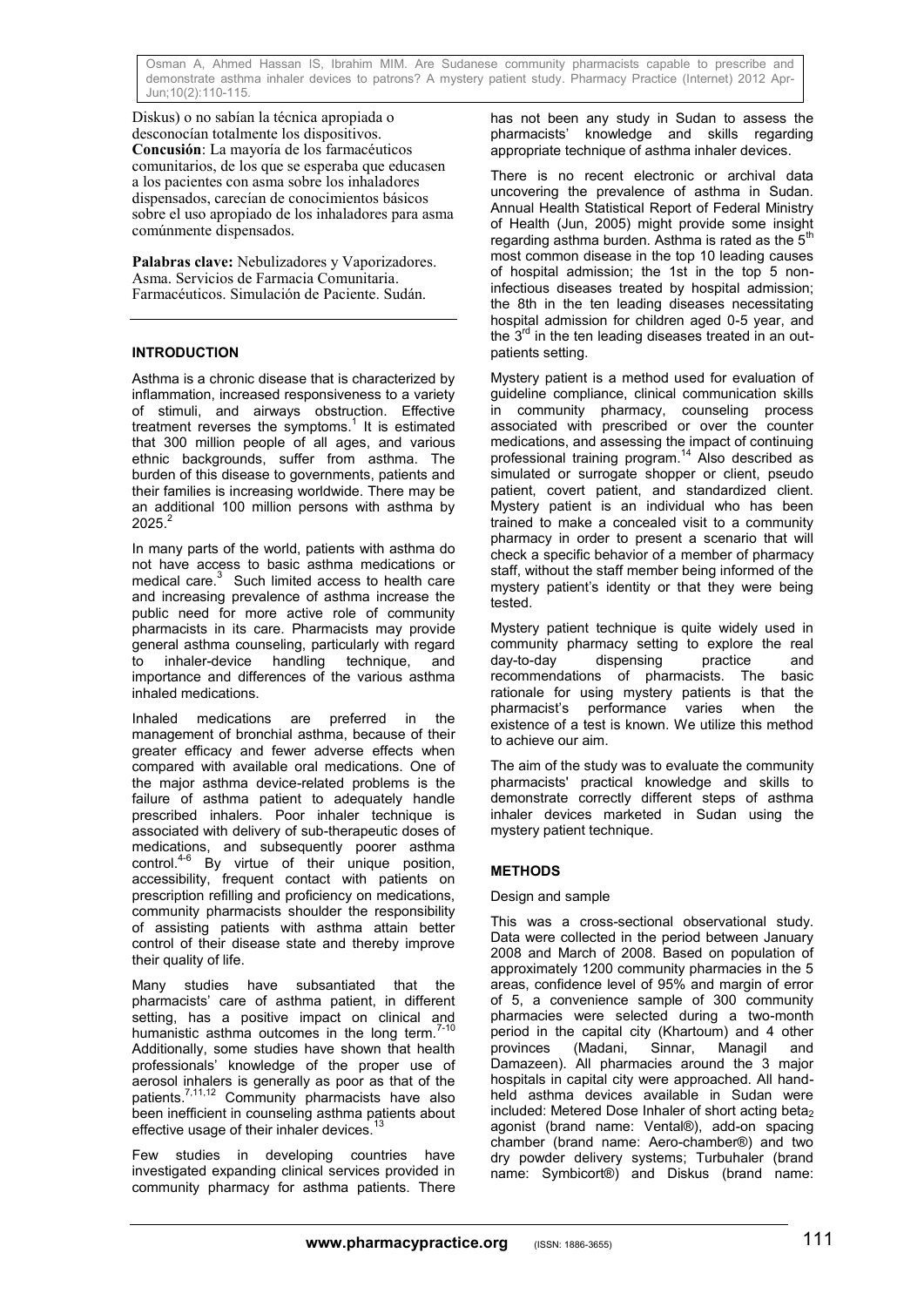Diskus) o no sabían la técnica apropiada o desconocían totalmente los dispositivos.
**Concusión**: La mayoría de los farmacéuticos comunitarios, de los que se esperaba que educasen a los pacientes con asma sobre los inhaladores dispensados, carecían de conocimientos básicos sobre el uso apropiado de los inhaladores para asma comúnmente dispensados.

**Palabras clave:** Nebulizadores y Vaporizadores. Asma. Servicios de Farmacia Comunitaria. Farmacéuticos. Simulación de Paciente. Sudán.

## INTRODUCTION

Asthma is a chronic disease that is characterized by inflammation, increased responsiveness to a variety of stimuli, and airways obstruction. Effective treatment reverses the symptoms.[1] It is estimated that 300 million people of all ages, and various ethnic backgrounds, suffer from asthma. The burden of this disease to governments, patients and their families is increasing worldwide. There may be an additional 100 million persons with asthma by 2025.[2]

In many parts of the world, patients with asthma do not have access to basic asthma medications or medical care.[3] Such limited access to health care and increasing prevalence of asthma increase the public need for more active role of community pharmacists in its care. Pharmacists may provide general asthma counseling, particularly with regard to inhaler-device handling technique, and importance and differences of the various asthma inhaled medications.

Inhaled medications are preferred in the management of bronchial asthma, because of their greater efficacy and fewer adverse effects when compared with available oral medications. One of the major asthma device-related problems is the failure of asthma patient to adequately handle prescribed inhalers. Poor inhaler technique is associated with delivery of sub-therapeutic doses of medications, and subsequently poorer asthma control.[4-6] By virtue of their unique position, accessibility, frequent contact with patients on prescription refilling and proficiency on medications, community pharmacists shoulder the responsibility of assisting patients with asthma attain better control of their disease state and thereby improve their quality of life.

Many studies have subsantiated that the pharmacists' care of asthma patient, in different setting, has a positive impact on clinical and humanistic asthma outcomes in the long term.[7-10] Additionally, some studies have shown that health professionals' knowledge of the proper use of aerosol inhalers is generally as poor as that of the patients.[7,11,12] Community pharmacists have also been inefficient in counseling asthma patients about effective usage of their inhaler devices.[13]

Few studies in developing countries have investigated expanding clinical services provided in community pharmacy for asthma patients. There has not been any study in Sudan to assess the pharmacists' knowledge and skills regarding appropriate technique of asthma inhaler devices.

There is no recent electronic or archival data uncovering the prevalence of asthma in Sudan. Annual Health Statistical Report of Federal Ministry of Health (Jun, 2005) might provide some insight regarding asthma burden. Asthma is rated as the 5th most common disease in the top 10 leading causes of hospital admission; the 1st in the top 5 non-infectious diseases treated by hospital admission; the 8th in the ten leading diseases necessitating hospital admission for children aged 0-5 year, and the 3rd in the ten leading diseases treated in an out-patients setting.

Mystery patient is a method used for evaluation of guideline compliance, clinical communication skills in community pharmacy, counseling process associated with prescribed or over the counter medications, and assessing the impact of continuing professional training program.[14] Also described as simulated or surrogate shopper or client, pseudo patient, covert patient, and standardized client. Mystery patient is an individual who has been trained to make a concealed visit to a community pharmacy in order to present a scenario that will check a specific behavior of a member of pharmacy staff, without the staff member being informed of the mystery patient's identity or that they were being tested.

Mystery patient technique is quite widely used in community pharmacy setting to explore the real day-to-day dispensing practice and recommendations of pharmacists. The basic rationale for using mystery patients is that the pharmacist's performance varies when the existence of a test is known. We utilize this method to achieve our aim.

The aim of the study was to evaluate the community pharmacists' practical knowledge and skills to demonstrate correctly different steps of asthma inhaler devices marketed in Sudan using the mystery patient technique.

## METHODS

### Design and sample

This was a cross-sectional observational study. Data were collected in the period between January 2008 and March of 2008. Based on population of approximately 1200 community pharmacies in the 5 areas, confidence level of 95% and margin of error of 5, a convenience sample of 300 community pharmacies were selected during a two-month period in the capital city (Khartoum) and 4 other provinces (Madani, Sinnar, Managil and Damazeen). All pharmacies around the 3 major hospitals in capital city were approached. All hand-held asthma devices available in Sudan were included: Metered Dose Inhaler of short acting beta$_2$ agonist (brand name: Vental®), add-on spacing chamber (brand name: Aero-chamber®) and two dry powder delivery systems; Turbuhaler (brand name: Symbicort®) and Diskus (brand name: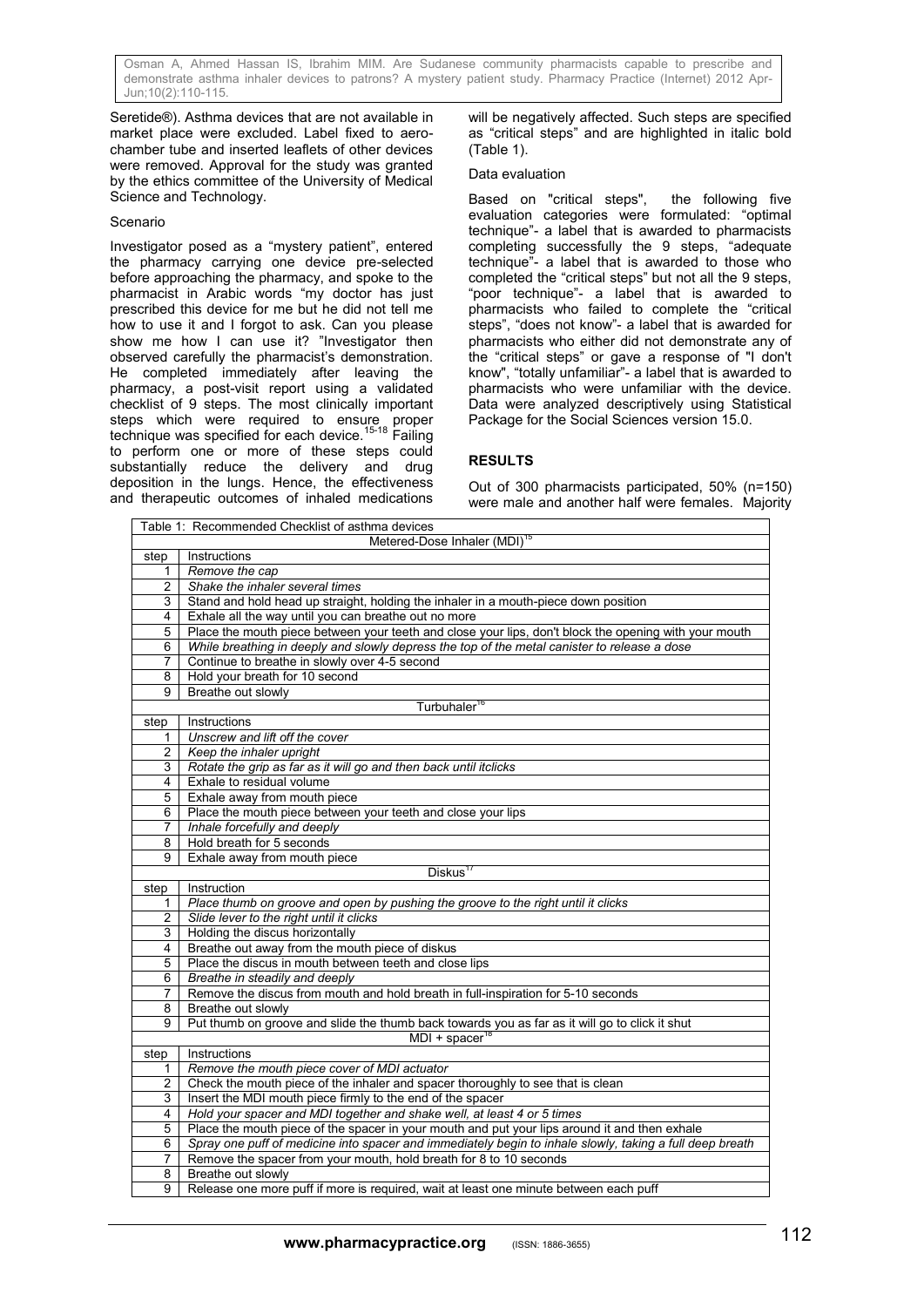Seretide®). Asthma devices that are not available in market place were excluded. Label fixed to aero-chamber tube and inserted leaflets of other devices were removed. Approval for the study was granted by the ethics committee of the University of Medical Science and Technology.

Scenario

Investigator posed as a "mystery patient", entered the pharmacy carrying one device pre-selected before approaching the pharmacy, and spoke to the pharmacist in Arabic words "my doctor has just prescribed this device for me but he did not tell me how to use it and I forgot to ask. Can you please show me how I can use it? "Investigator then observed carefully the pharmacist's demonstration. He completed immediately after leaving the pharmacy, a post-visit report using a validated checklist of 9 steps. The most clinically important steps which were required to ensure proper technique was specified for each device.[15-18] Failing to perform one or more of these steps could substantially reduce the delivery and drug deposition in the lungs. Hence, the effectiveness and therapeutic outcomes of inhaled medications will be negatively affected. Such steps are specified as "critical steps" and are highlighted in italic bold (Table 1).

Data evaluation

Based on "critical steps", the following five evaluation categories were formulated: "optimal technique"- a label that is awarded to pharmacists completing successfully the 9 steps, "adequate technique"- a label that is awarded to those who completed the "critical steps" but not all the 9 steps, "poor technique"- a label that is awarded to pharmacists who failed to complete the "critical steps", "does not know"- a label that is awarded for pharmacists who either did not demonstrate any of the "critical steps" or gave a response of "I don't know", "totally unfamiliar"- a label that is awarded to pharmacists who were unfamiliar with the device. Data were analyzed descriptively using Statistical Package for the Social Sciences version 15.0.

## RESULTS

Out of 300 pharmacists participated, 50% (n=150) were male and another half were females. Majority

Table 1: Recommended Checklist of asthma devices

| step | Instructions |
|---|---|
| | **Metered-Dose Inhaler (MDI)[15]** |
| 1 | *Remove the cap* |
| 2 | *Shake the inhaler several times* |
| 3 | Stand and hold head up straight, holding the inhaler in a mouth-piece down position |
| 4 | Exhale all the way until you can breathe out no more |
| 5 | Place the mouth piece between your teeth and close your lips, don't block the opening with your mouth |
| 6 | *While breathing in deeply and slowly depress the top of the metal canister to release a dose* |
| 7 | Continue to breathe in slowly over 4-5 second |
| 8 | Hold your breath for 10 second |
| 9 | Breathe out slowly |
| | **Turbuhaler[16]** |
| 1 | *Unscrew and lift off the cover* |
| 2 | *Keep the inhaler upright* |
| 3 | *Rotate the grip as far as it will go and then back until itclicks* |
| 4 | Exhale to residual volume |
| 5 | Exhale away from mouth piece |
| 6 | Place the mouth piece between your teeth and close your lips |
| 7 | *Inhale forcefully and deeply* |
| 8 | Hold breath for 5 seconds |
| 9 | Exhale away from mouth piece |
| | **Diskus[17]** |
| 1 | *Place thumb on groove and open by pushing the groove to the right until it clicks* |
| 2 | *Slide lever to the right until it clicks* |
| 3 | Holding the discus horizontally |
| 4 | Breathe out away from the mouth piece of diskus |
| 5 | Place the discus in mouth between teeth and close lips |
| 6 | *Breathe in steadily and deeply* |
| 7 | Remove the discus from mouth and hold breath in full-inspiration for 5-10 seconds |
| 8 | Breathe out slowly |
| 9 | Put thumb on groove and slide the thumb back towards you as far as it will go to click it shut |
| | **MDI + spacer[18]** |
| 1 | *Remove the mouth piece cover of MDI actuator* |
| 2 | Check the mouth piece of the inhaler and spacer thoroughly to see that is clean |
| 3 | Insert the MDI mouth piece firmly to the end of the spacer |
| 4 | *Hold your spacer and MDI together and shake well, at least 4 or 5 times* |
| 5 | Place the mouth piece of the spacer in your mouth and put your lips around it and then exhale |
| 6 | *Spray one puff of medicine into spacer and immediately begin to inhale slowly, taking a full deep breath* |
| 7 | Remove the spacer from your mouth, hold breath for 8 to 10 seconds |
| 8 | Breathe out slowly |
| 9 | Release one more puff if more is required, wait at least one minute between each puff |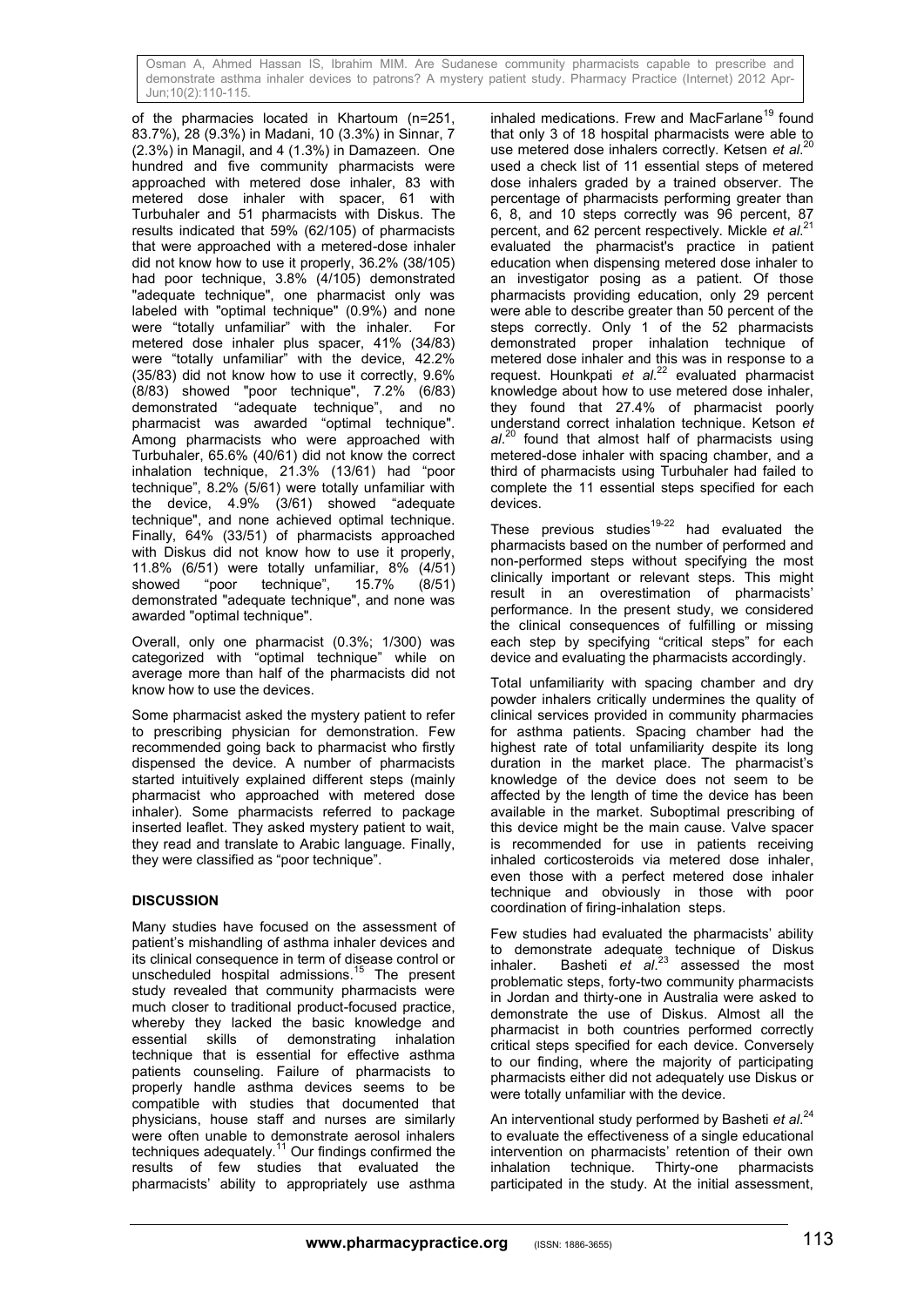of the pharmacies located in Khartoum (n=251, 83.7%), 28 (9.3%) in Madani, 10 (3.3%) in Sinnar, 7 (2.3%) in Managil, and 4 (1.3%) in Damazeen. One hundred and five community pharmacists were approached with metered dose inhaler, 83 with metered dose inhaler with spacer, 61 with Turbuhaler and 51 pharmacists with Diskus. The results indicated that 59% (62/105) of pharmacists that were approached with a metered-dose inhaler did not know how to use it properly, 36.2% (38/105) had poor technique, 3.8% (4/105) demonstrated "adequate technique", one pharmacist only was labeled with "optimal technique" (0.9%) and none were "totally unfamiliar" with the inhaler. For metered dose inhaler plus spacer, 41% (34/83) were "totally unfamiliar" with the device, 42.2% (35/83) did not know how to use it correctly, 9.6% (8/83) showed "poor technique", 7.2% (6/83) demonstrated "adequate technique", and no pharmacist was awarded "optimal technique". Among pharmacists who were approached with Turbuhaler, 65.6% (40/61) did not know the correct inhalation technique, 21.3% (13/61) had "poor technique", 8.2% (5/61) were totally unfamiliar with the device, 4.9% (3/61) showed "adequate technique", and none achieved optimal technique. Finally, 64% (33/51) of pharmacists approached with Diskus did not know how to use it properly, 11.8% (6/51) were totally unfamiliar, 8% (4/51) showed "poor technique", 15.7% (8/51) demonstrated "adequate technique", and none was awarded "optimal technique".

Overall, only one pharmacist (0.3%; 1/300) was categorized with "optimal technique" while on average more than half of the pharmacists did not know how to use the devices.

Some pharmacist asked the mystery patient to refer to prescribing physician for demonstration. Few recommended going back to pharmacist who firstly dispensed the device. A number of pharmacists started intuitively explained different steps (mainly pharmacist who approached with metered dose inhaler). Some pharmacists referred to package inserted leaflet. They asked mystery patient to wait, they read and translate to Arabic language. Finally, they were classified as "poor technique".

## DISCUSSION

Many studies have focused on the assessment of patient's mishandling of asthma inhaler devices and its clinical consequence in term of disease control or unscheduled hospital admissions.[15] The present study revealed that community pharmacists were much closer to traditional product-focused practice, whereby they lacked the basic knowledge and essential skills of demonstrating inhalation technique that is essential for effective asthma patients counseling. Failure of pharmacists to properly handle asthma devices seems to be compatible with studies that documented that physicians, house staff and nurses are similarly were often unable to demonstrate aerosol inhalers techniques adequately.[11] Our findings confirmed the results of few studies that evaluated the pharmacists' ability to appropriately use asthma inhaled medications. Frew and MacFarlane[19] found that only 3 of 18 hospital pharmacists were able to use metered dose inhalers correctly. Ketsen *et al.*[20] used a check list of 11 essential steps of metered dose inhalers graded by a trained observer. The percentage of pharmacists performing greater than 6, 8, and 10 steps correctly was 96 percent, 87 percent, and 62 percent respectively. Mickle *et al.*[21] evaluated the pharmacist's practice in patient education when dispensing metered dose inhaler to an investigator posing as a patient. Of those pharmacists providing education, only 29 percent were able to describe greater than 50 percent of the steps correctly. Only 1 of the 52 pharmacists demonstrated proper inhalation technique of metered dose inhaler and this was in response to a request. Hounkpati *et al.*[22] evaluated pharmacist knowledge about how to use metered dose inhaler, they found that 27.4% of pharmacist poorly understand correct inhalation technique. Ketson *et al.*[20] found that almost half of pharmacists using metered-dose inhaler with spacing chamber, and a third of pharmacists using Turbuhaler had failed to complete the 11 essential steps specified for each devices.

These previous studies[19-22] had evaluated the pharmacists based on the number of performed and non-performed steps without specifying the most clinically important or relevant steps. This might result in an overestimation of pharmacists' performance. In the present study, we considered the clinical consequences of fulfilling or missing each step by specifying "critical steps" for each device and evaluating the pharmacists accordingly.

Total unfamiliarity with spacing chamber and dry powder inhalers critically undermines the quality of clinical services provided in community pharmacies for asthma patients. Spacing chamber had the highest rate of total unfamiliarity despite its long duration in the market place. The pharmacist's knowledge of the device does not seem to be affected by the length of time the device has been available in the market. Suboptimal prescribing of this device might be the main cause. Valve spacer is recommended for use in patients receiving inhaled corticosteroids via metered dose inhaler, even those with a perfect metered dose inhaler technique and obviously in those with poor coordination of firing-inhalation steps.

Few studies had evaluated the pharmacists' ability to demonstrate adequate technique of Diskus inhaler. Basheti *et al.*[23] assessed the most problematic steps, forty-two community pharmacists in Jordan and thirty-one in Australia were asked to demonstrate the use of Diskus. Almost all the pharmacist in both countries performed correctly critical steps specified for each device. Conversely to our finding, where the majority of participating pharmacists either did not adequately use Diskus or were totally unfamiliar with the device.

An interventional study performed by Basheti *et al.*[24] to evaluate the effectiveness of a single educational intervention on pharmacists' retention of their own inhalation technique. Thirty-one pharmacists participated in the study. At the initial assessment,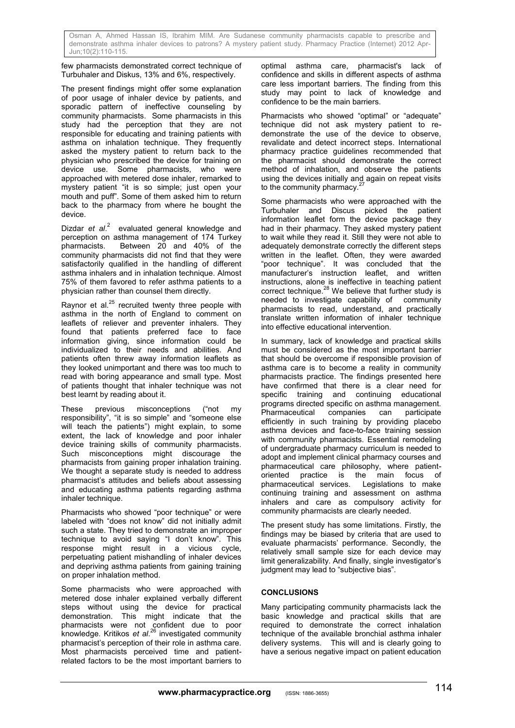few pharmacists demonstrated correct technique of Turbuhaler and Diskus, 13% and 6%, respectively.

The present findings might offer some explanation of poor usage of inhaler device by patients, and sporadic pattern of ineffective counseling by community pharmacists. Some pharmacists in this study had the perception that they are not responsible for educating and training patients with asthma on inhalation technique. They frequently asked the mystery patient to return back to the physician who prescribed the device for training on device use. Some pharmacists, who were approached with metered dose inhaler, remarked to mystery patient "it is so simple; just open your mouth and puff". Some of them asked him to return back to the pharmacy from where he bought the device.

Dizdar *et al.*[2] evaluated general knowledge and perception on asthma management of 174 Turkey pharmacists. Between 20 and 40% of the community pharmacists did not find that they were satisfactorily qualified in the handling of different asthma inhalers and in inhalation technique. Almost 75% of them favored to refer asthma patients to a physician rather than counsel them directly.

Raynor et al.[25] recruited twenty three people with asthma in the north of England to comment on leaflets of reliever and preventer inhalers. They found that patients preferred face to face information giving, since information could be individualized to their needs and abilities. And patients often threw away information leaflets as they looked unimportant and there was too much to read with boring appearance and small type. Most of patients thought that inhaler technique was not best learnt by reading about it.

These previous misconceptions ("not my responsibility", "it is so simple" and "someone else will teach the patients") might explain, to some extent, the lack of knowledge and poor inhaler device training skills of community pharmacists. Such misconceptions might discourage the pharmacists from gaining proper inhalation training. We thought a separate study is needed to address pharmacist's attitudes and beliefs about assessing and educating asthma patients regarding asthma inhaler technique.

Pharmacists who showed "poor technique" or were labeled with "does not know" did not initially admit such a state. They tried to demonstrate an improper technique to avoid saying "I don't know". This response might result in a vicious cycle, perpetuating patient mishandling of inhaler devices and depriving asthma patients from gaining training on proper inhalation method.

Some pharmacists who were approached with metered dose inhaler explained verbally different steps without using the device for practical demonstration. This might indicate that the pharmacists were not confident due to poor knowledge. Kritikos *et al.*[26] investigated community pharmacist's perception of their role in asthma care. Most pharmacists perceived time and patient-related factors to be the most important barriers to optimal asthma care, pharmacist's lack of confidence and skills in different aspects of asthma care less important barriers. The finding from this study may point to lack of knowledge and confidence to be the main barriers.

Pharmacists who showed "optimal" or "adequate" technique did not ask mystery patient to re-demonstrate the use of the device to observe, revalidate and detect incorrect steps. International pharmacy practice guidelines recommended that the pharmacist should demonstrate the correct method of inhalation, and observe the patients using the devices initially and again on repeat visits to the community pharmacy.[27]

Some pharmacists who were approached with the Turbuhaler and Discus picked the patient information leaflet form the device package they had in their pharmacy. They asked mystery patient to wait while they read it. Still they were not able to adequately demonstrate correctly the different steps written in the leaflet. Often, they were awarded "poor technique". It was concluded that the manufacturer's instruction leaflet, and written instructions, alone is ineffective in teaching patient correct technique.[28] We believe that further study is needed to investigate capability of community pharmacists to read, understand, and practically translate written information of inhaler technique into effective educational intervention.

In summary, lack of knowledge and practical skills must be considered as the most important barrier that should be overcome if responsible provision of asthma care is to become a reality in community pharmacists practice. The findings presented here have confirmed that there is a clear need for specific training and continuing educational programs directed specific on asthma management. Pharmaceutical companies can participate efficiently in such training by providing placebo asthma devices and face-to-face training session with community pharmacists. Essential remodeling of undergraduate pharmacy curriculum is needed to adopt and implement clinical pharmacy courses and pharmaceutical care philosophy, where patient-oriented practice is the main focus of pharmaceutical services. Legislations to make continuing training and assessment on asthma inhalers and care as compulsory activity for community pharmacists are clearly needed.

The present study has some limitations. Firstly, the findings may be biased by criteria that are used to evaluate pharmacists' performance. Secondly, the relatively small sample size for each device may limit generalizability. And finally, single investigator's judgment may lead to "subjective bias".

## CONCLUSIONS

Many participating community pharmacists lack the basic knowledge and practical skills that are required to demonstrate the correct inhalation technique of the available bronchial asthma inhaler delivery systems. This will and is clearly going to have a serious negative impact on patient education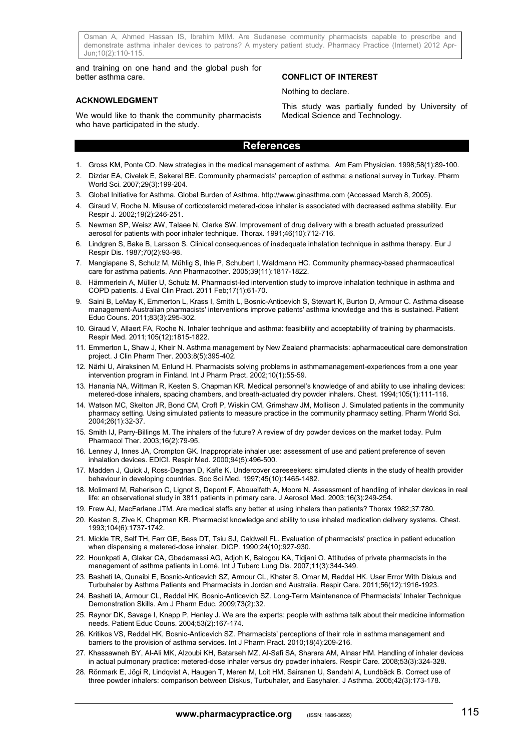and training on one hand and the global push for better asthma care.

## ACKNOWLEDGMENT

We would like to thank the community pharmacists who have participated in the study.

## CONFLICT OF INTEREST

Nothing to declare.

This study was partially funded by University of Medical Science and Technology.

## References

1. Gross KM, Ponte CD. New strategies in the medical management of asthma. Am Fam Physician. 1998;58(1):89-100.
2. Dizdar EA, Civelek E, Sekerel BE. Community pharmacists' perception of asthma: a national survey in Turkey. Pharm World Sci. 2007;29(3):199-204.
3. Global Initiative for Asthma. Global Burden of Asthma. http://www.ginasthma.com (Accessed March 8, 2005).
4. Giraud V, Roche N. Misuse of corticosteroid metered-dose inhaler is associated with decreased asthma stability. Eur Respir J. 2002;19(2):246-251.
5. Newman SP, Weisz AW, Talaee N, Clarke SW. Improvement of drug delivery with a breath actuated pressurized aerosol for patients with poor inhaler technique. Thorax. 1991;46(10):712-716.
6. Lindgren S, Bake B, Larsson S. Clinical consequences of inadequate inhalation technique in asthma therapy. Eur J Respir Dis. 1987;70(2):93-98.
7. Mangiapane S, Schulz M, Mühlig S, Ihle P, Schubert I, Waldmann HC. Community pharmacy-based pharmaceutical care for asthma patients. Ann Pharmacother. 2005;39(11):1817-1822.
8. Hämmerlein A, Müller U, Schulz M. Pharmacist-led intervention study to improve inhalation technique in asthma and COPD patients. J Eval Clin Pract. 2011 Feb;17(1):61-70.
9. Saini B, LeMay K, Emmerton L, Krass I, Smith L, Bosnic-Anticevich S, Stewart K, Burton D, Armour C. Asthma disease management-Australian pharmacists' interventions improve patients' asthma knowledge and this is sustained. Patient Educ Couns. 2011;83(3):295-302.
10. Giraud V, Allaert FA, Roche N. Inhaler technique and asthma: feasibility and acceptability of training by pharmacists. Respir Med. 2011;105(12):1815-1822.
11. Emmerton L, Shaw J, Kheir N. Asthma management by New Zealand pharmacists: apharmaceutical care demonstration project. J Clin Pharm Ther. 2003;8(5):395-402.
12. Närhi U, Airaksinen M, Enlund H. Pharmacists solving problems in asthmamanagement-experiences from a one year intervention program in Finland. Int J Pharm Pract. 2002;10(1):55-59.
13. Hanania NA, Wittman R, Kesten S, Chapman KR. Medical personnel's knowledge of and ability to use inhaling devices: metered-dose inhalers, spacing chambers, and breath-actuated dry powder inhalers. Chest. 1994;105(1):111-116.
14. Watson MC, Skelton JR, Bond CM, Croft P, Wiskin CM, Grimshaw JM, Mollison J. Simulated patients in the community pharmacy setting. Using simulated patients to measure practice in the community pharmacy setting. Pharm World Sci. 2004;26(1):32-37.
15. Smith IJ, Parry-Billings M. The inhalers of the future? A review of dry powder devices on the market today. Pulm Pharmacol Ther. 2003;16(2):79-95.
16. Lenney J, Innes JA, Crompton GK. Inappropriate inhaler use: assessment of use and patient preference of seven inhalation devices. EDICI. Respir Med. 2000;94(5):496-500.
17. Madden J, Quick J, Ross-Degnan D, Kafle K. Undercover careseekers: simulated clients in the study of health provider behaviour in developing countries. Soc Sci Med. 1997;45(10):1465-1482.
18. Molimard M, Raherison C, Lignot S, Depont F, Abouelfath A, Moore N. Assessment of handling of inhaler devices in real life: an observational study in 3811 patients in primary care. J Aerosol Med. 2003;16(3):249-254.
19. Frew AJ, MacFarlane JTM. Are medical staffs any better at using inhalers than patients? Thorax 1982;37:780.
20. Kesten S, Zive K, Chapman KR. Pharmacist knowledge and ability to use inhaled medication delivery systems. Chest. 1993;104(6):1737-1742.
21. Mickle TR, Self TH, Farr GE, Bess DT, Tsiu SJ, Caldwell FL. Evaluation of pharmacists' practice in patient education when dispensing a metered-dose inhaler. DICP. 1990;24(10):927-930.
22. Hounkpati A, Glakar CA, Gbadamassi AG, Adjoh K, Balogou KA, Tidjani O. Attitudes of private pharmacists in the management of asthma patients in Lomé. Int J Tuberc Lung Dis. 2007;11(3):344-349.
23. Basheti IA, Qunaibi E, Bosnic-Anticevich SZ, Armour CL, Khater S, Omar M, Reddel HK. User Error With Diskus and Turbuhaler by Asthma Patients and Pharmacists in Jordan and Australia. Respir Care. 2011;56(12):1916-1923.
24. Basheti IA, Armour CL, Reddel HK, Bosnic-Anticevich SZ. Long-Term Maintenance of Pharmacists' Inhaler Technique Demonstration Skills. Am J Pharm Educ. 2009;73(2):32.
25. Raynor DK, Savage I, Knapp P, Henley J. We are the experts: people with asthma talk about their medicine information needs. Patient Educ Couns. 2004;53(2):167-174.
26. Kritikos VS, Reddel HK, Bosnic-Anticevich SZ. Pharmacists' perceptions of their role in asthma management and barriers to the provision of asthma services. Int J Pharm Pract. 2010;18(4):209-216.
27. Khassawneh BY, Al-Ali MK, Alzoubi KH, Batarseh MZ, Al-Safi SA, Sharara AM, Alnasr HM. Handling of inhaler devices in actual pulmonary practice: metered-dose inhaler versus dry powder inhalers. Respir Care. 2008;53(3):324-328.
28. Rönmark E, Jögi R, Lindqvist A, Haugen T, Meren M, Loit HM, Sairanen U, Sandahl A, Lundbäck B. Correct use of three powder inhalers: comparison between Diskus, Turbuhaler, and Easyhaler. J Asthma. 2005;42(3):173-178.